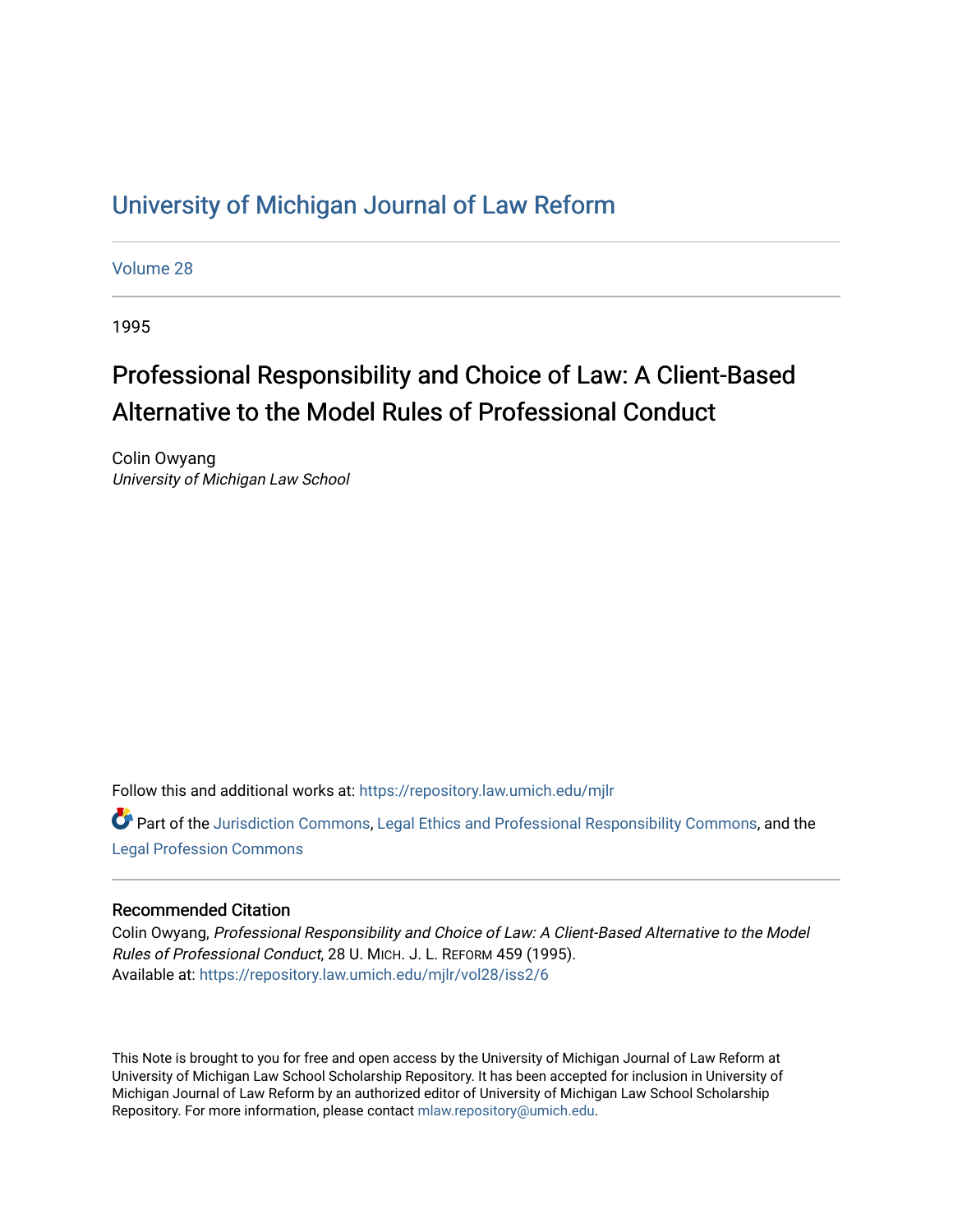# University of Michigan Journal of Law Reform

Volume 28

1995

## Professional Responsibility and Choice of Law: A Client-Based Alternative to the Model Rules of Professional Conduct

Colin Owyang
*University of Michigan Law School*

Follow this and additional works at: https://repository.law.umich.edu/mjlr

Part of the Jurisdiction Commons, Legal Ethics and Professional Responsibility Commons, and the Legal Profession Commons

### Recommended Citation

Colin Owyang, *Professional Responsibility and Choice of Law: A Client-Based Alternative to the Model Rules of Professional Conduct*, 28 U. MICH. J. L. REFORM 459 (1995).
Available at: https://repository.law.umich.edu/mjlr/vol28/iss2/6

This Note is brought to you for free and open access by the University of Michigan Journal of Law Reform at University of Michigan Law School Scholarship Repository. It has been accepted for inclusion in University of Michigan Journal of Law Reform by an authorized editor of University of Michigan Law School Scholarship Repository. For more information, please contact mlaw.repository@umich.edu.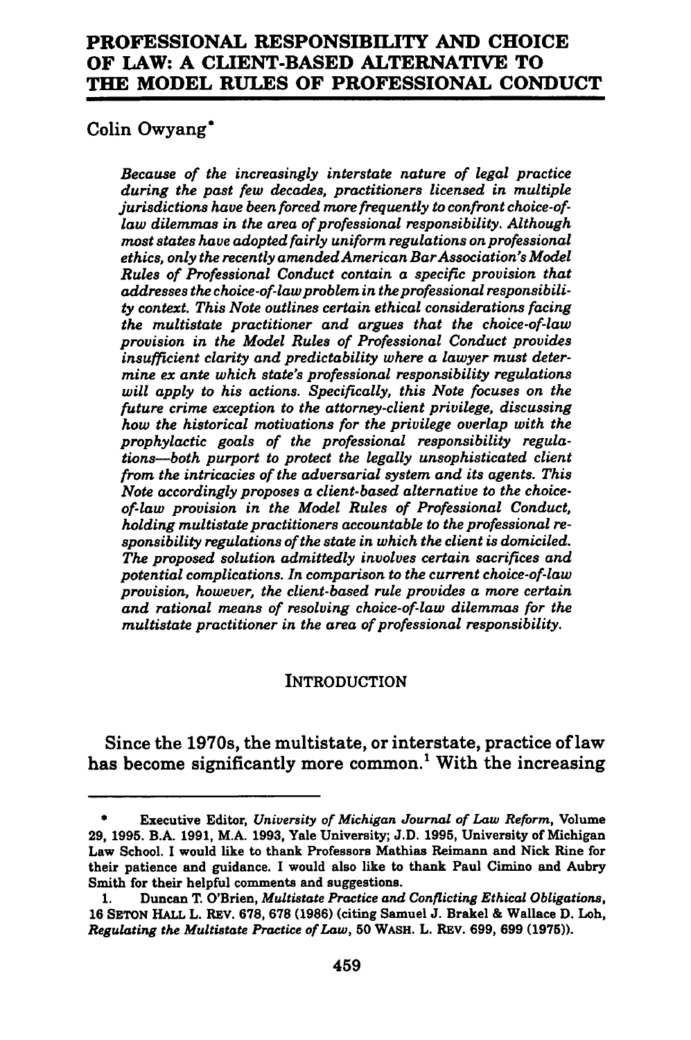# PROFESSIONAL RESPONSIBILITY AND CHOICE OF LAW: A CLIENT-BASED ALTERNATIVE TO THE MODEL RULES OF PROFESSIONAL CONDUCT

Colin Owyang*

*Because of the increasingly interstate nature of legal practice during the past few decades, practitioners licensed in multiple jurisdictions have been forced more frequently to confront choice-of-law dilemmas in the area of professional responsibility. Although most states have adopted fairly uniform regulations on professional ethics, only the recently amended American Bar Association's Model Rules of Professional Conduct contain a specific provision that addresses the choice-of-law problem in the professional responsibility context. This Note outlines certain ethical considerations facing the multistate practitioner and argues that the choice-of-law provision in the Model Rules of Professional Conduct provides insufficient clarity and predictability where a lawyer must determine ex ante which state's professional responsibility regulations will apply to his actions. Specifically, this Note focuses on the future crime exception to the attorney-client privilege, discussing how the historical motivations for the privilege overlap with the prophylactic goals of the professional responsibility regulations—both purport to protect the legally unsophisticated client from the intricacies of the adversarial system and its agents. This Note accordingly proposes a client-based alternative to the choice-of-law provision in the Model Rules of Professional Conduct, holding multistate practitioners accountable to the professional responsibility regulations of the state in which the client is domiciled. The proposed solution admittedly involves certain sacrifices and potential complications. In comparison to the current choice-of-law provision, however, the client-based rule provides a more certain and rational means of resolving choice-of-law dilemmas for the multistate practitioner in the area of professional responsibility.*

## INTRODUCTION

Since the 1970s, the multistate, or interstate, practice of law has become significantly more common.[1] With the increasing

---

\* Executive Editor, *University of Michigan Journal of Law Reform*, Volume 29, 1995. B.A. 1991, M.A. 1993, Yale University; J.D. 1995, University of Michigan Law School. I would like to thank Professors Mathias Reimann and Nick Rine for their patience and guidance. I would also like to thank Paul Cimino and Aubry Smith for their helpful comments and suggestions.

1. Duncan T. O'Brien, *Multistate Practice and Conflicting Ethical Obligations*, 16 SETON HALL L. REV. 678, 678 (1986) (citing Samuel J. Brakel & Wallace D. Loh, *Regulating the Multistate Practice of Law*, 50 WASH. L. REV. 699, 699 (1975)).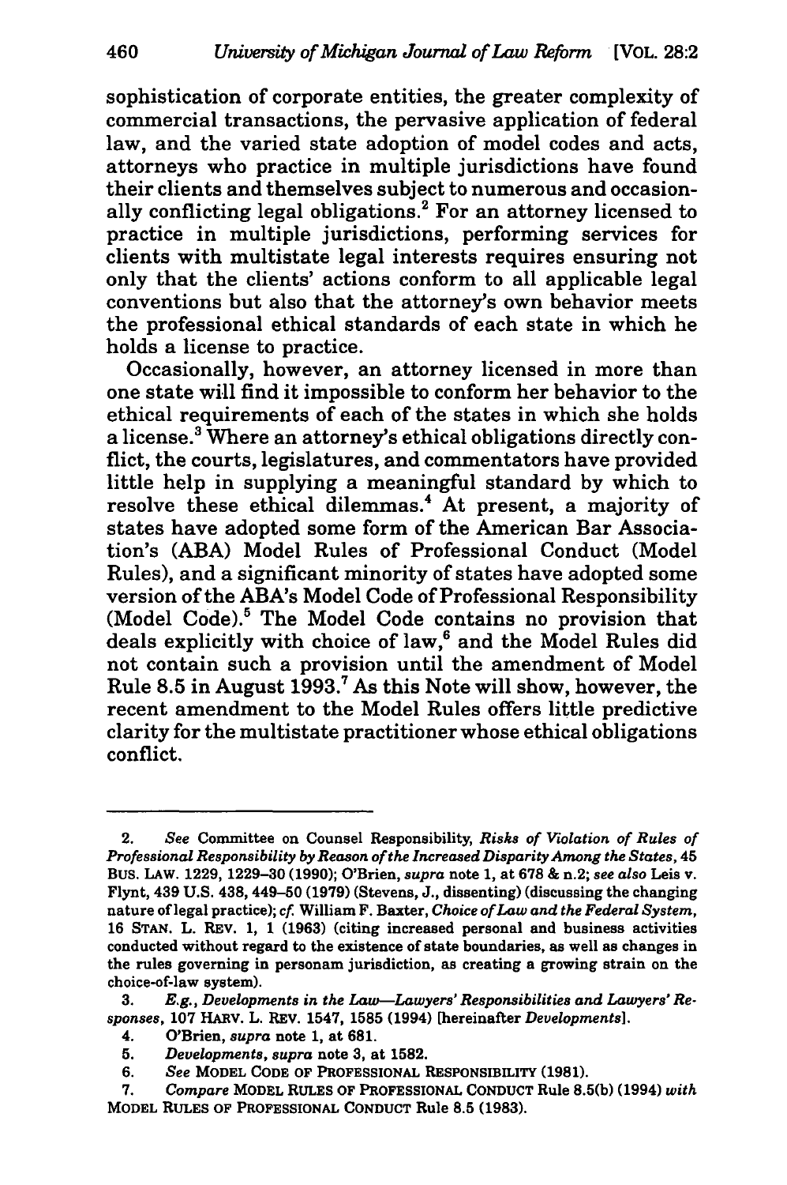sophistication of corporate entities, the greater complexity of commercial transactions, the pervasive application of federal law, and the varied state adoption of model codes and acts, attorneys who practice in multiple jurisdictions have found their clients and themselves subject to numerous and occasionally conflicting legal obligations.[2] For an attorney licensed to practice in multiple jurisdictions, performing services for clients with multistate legal interests requires ensuring not only that the clients' actions conform to all applicable legal conventions but also that the attorney's own behavior meets the professional ethical standards of each state in which he holds a license to practice.

Occasionally, however, an attorney licensed in more than one state will find it impossible to conform her behavior to the ethical requirements of each of the states in which she holds a license.[3] Where an attorney's ethical obligations directly conflict, the courts, legislatures, and commentators have provided little help in supplying a meaningful standard by which to resolve these ethical dilemmas.[4] At present, a majority of states have adopted some form of the American Bar Association's (ABA) Model Rules of Professional Conduct (Model Rules), and a significant minority of states have adopted some version of the ABA's Model Code of Professional Responsibility (Model Code).[5] The Model Code contains no provision that deals explicitly with choice of law,[6] and the Model Rules did not contain such a provision until the amendment of Model Rule 8.5 in August 1993.[7] As this Note will show, however, the recent amendment to the Model Rules offers little predictive clarity for the multistate practitioner whose ethical obligations conflict.

---

2. *See* Committee on Counsel Responsibility, *Risks of Violation of Rules of Professional Responsibility by Reason of the Increased Disparity Among the States*, 45 BUS. LAW. 1229, 1229–30 (1990); O'Brien, *supra* note 1, at 678 & n.2; *see also* Leis v. Flynt, 439 U.S. 438, 449–50 (1979) (Stevens, J., dissenting) (discussing the changing nature of legal practice); *cf.* William F. Baxter, *Choice of Law and the Federal System*, 16 STAN. L. REV. 1, 1 (1963) (citing increased personal and business activities conducted without regard to the existence of state boundaries, as well as changes in the rules governing in personam jurisdiction, as creating a growing strain on the choice-of-law system).

3. *E.g.*, *Developments in the Law—Lawyers' Responsibilities and Lawyers' Responses*, 107 HARV. L. REV. 1547, 1585 (1994) [hereinafter *Developments*].

4. O'Brien, *supra* note 1, at 681.

5. *Developments*, *supra* note 3, at 1582.

6. *See* MODEL CODE OF PROFESSIONAL RESPONSIBILITY (1981).

7. *Compare* MODEL RULES OF PROFESSIONAL CONDUCT Rule 8.5(b) (1994) *with* MODEL RULES OF PROFESSIONAL CONDUCT Rule 8.5 (1983).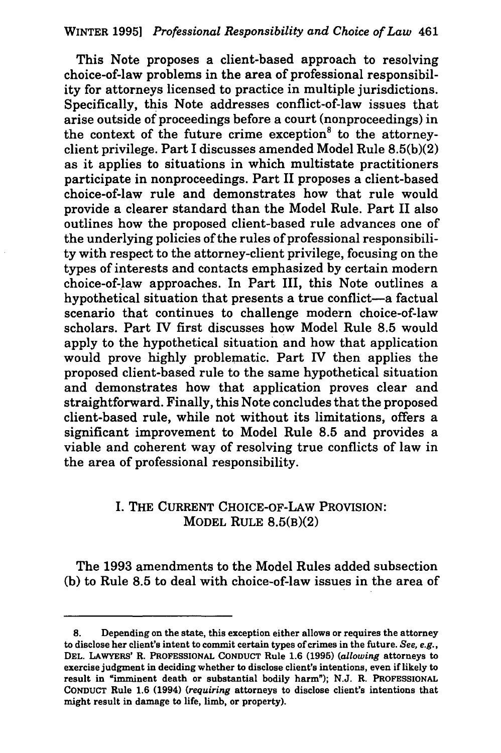This Note proposes a client-based approach to resolving choice-of-law problems in the area of professional responsibility for attorneys licensed to practice in multiple jurisdictions. Specifically, this Note addresses conflict-of-law issues that arise outside of proceedings before a court (nonproceedings) in the context of the future crime exception[8] to the attorney-client privilege. Part I discusses amended Model Rule 8.5(b)(2) as it applies to situations in which multistate practitioners participate in nonproceedings. Part II proposes a client-based choice-of-law rule and demonstrates how that rule would provide a clearer standard than the Model Rule. Part II also outlines how the proposed client-based rule advances one of the underlying policies of the rules of professional responsibility with respect to the attorney-client privilege, focusing on the types of interests and contacts emphasized by certain modern choice-of-law approaches. In Part III, this Note outlines a hypothetical situation that presents a true conflict—a factual scenario that continues to challenge modern choice-of-law scholars. Part IV first discusses how Model Rule 8.5 would apply to the hypothetical situation and how that application would prove highly problematic. Part IV then applies the proposed client-based rule to the same hypothetical situation and demonstrates how that application proves clear and straightforward. Finally, this Note concludes that the proposed client-based rule, while not without its limitations, offers a significant improvement to Model Rule 8.5 and provides a viable and coherent way of resolving true conflicts of law in the area of professional responsibility.

## I. THE CURRENT CHOICE-OF-LAW PROVISION: MODEL RULE 8.5(B)(2)

The 1993 amendments to the Model Rules added subsection (b) to Rule 8.5 to deal with choice-of-law issues in the area of

---

8. Depending on the state, this exception either allows or requires the attorney to disclose her client's intent to commit certain types of crimes in the future. *See, e.g.*, DEL. LAWYERS' R. PROFESSIONAL CONDUCT Rule 1.6 (1995) (*allowing* attorneys to exercise judgment in deciding whether to disclose client's intentions, even if likely to result in "imminent death or substantial bodily harm"); N.J. R. PROFESSIONAL CONDUCT Rule 1.6 (1994) (*requiring* attorneys to disclose client's intentions that might result in damage to life, limb, or property).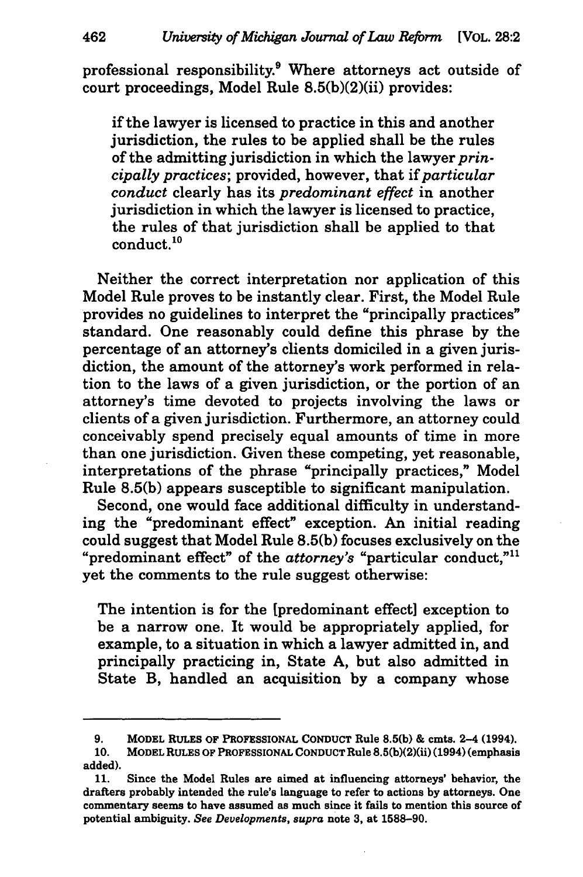professional responsibility.[9] Where attorneys act outside of court proceedings, Model Rule 8.5(b)(2)(ii) provides:

> if the lawyer is licensed to practice in this and another jurisdiction, the rules to be applied shall be the rules of the admitting jurisdiction in which the lawyer *principally practices*; provided, however, that if *particular conduct* clearly has its *predominant effect* in another jurisdiction in which the lawyer is licensed to practice, the rules of that jurisdiction shall be applied to that conduct.[10]

Neither the correct interpretation nor application of this Model Rule proves to be instantly clear. First, the Model Rule provides no guidelines to interpret the "principally practices" standard. One reasonably could define this phrase by the percentage of an attorney's clients domiciled in a given jurisdiction, the amount of the attorney's work performed in relation to the laws of a given jurisdiction, or the portion of an attorney's time devoted to projects involving the laws or clients of a given jurisdiction. Furthermore, an attorney could conceivably spend precisely equal amounts of time in more than one jurisdiction. Given these competing, yet reasonable, interpretations of the phrase "principally practices," Model Rule 8.5(b) appears susceptible to significant manipulation.

Second, one would face additional difficulty in understanding the "predominant effect" exception. An initial reading could suggest that Model Rule 8.5(b) focuses exclusively on the "predominant effect" of the *attorney's* "particular conduct,"[11] yet the comments to the rule suggest otherwise:

> The intention is for the [predominant effect] exception to be a narrow one. It would be appropriately applied, for example, to a situation in which a lawyer admitted in, and principally practicing in, State A, but also admitted in State B, handled an acquisition by a company whose

---

9. MODEL RULES OF PROFESSIONAL CONDUCT Rule 8.5(b) & cmts. 2–4 (1994).

10. MODEL RULES OF PROFESSIONAL CONDUCT Rule 8.5(b)(2)(ii) (1994) (emphasis added).

11. Since the Model Rules are aimed at influencing attorneys' behavior, the drafters probably intended the rule's language to refer to actions by attorneys. One commentary seems to have assumed as much since it fails to mention this source of potential ambiguity. *See Developments*, *supra* note 3, at 1588–90.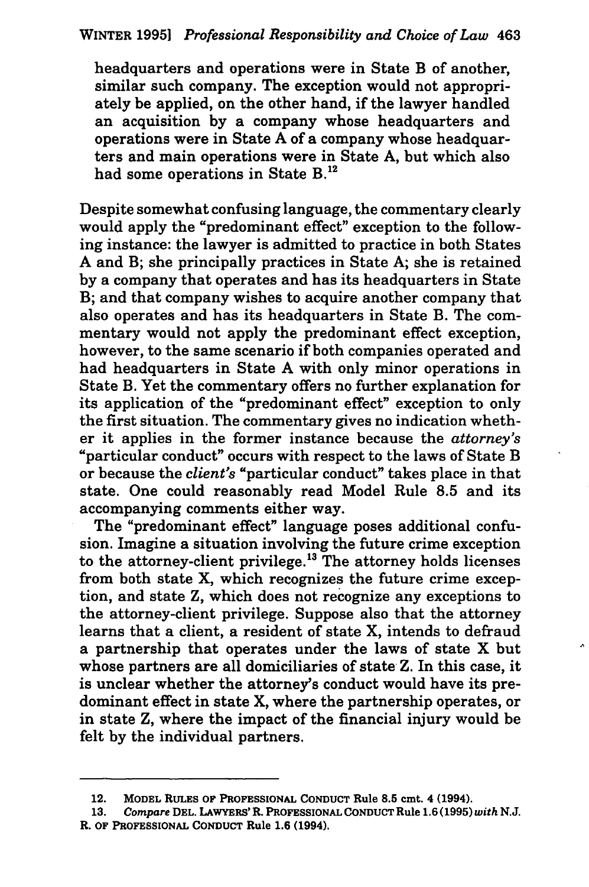headquarters and operations were in State B of another, similar such company. The exception would not appropriately be applied, on the other hand, if the lawyer handled an acquisition by a company whose headquarters and operations were in State A of a company whose headquarters and main operations were in State A, but which also had some operations in State B.[12]

Despite somewhat confusing language, the commentary clearly would apply the "predominant effect" exception to the following instance: the lawyer is admitted to practice in both States A and B; she principally practices in State A; she is retained by a company that operates and has its headquarters in State B; and that company wishes to acquire another company that also operates and has its headquarters in State B. The commentary would not apply the predominant effect exception, however, to the same scenario if both companies operated and had headquarters in State A with only minor operations in State B. Yet the commentary offers no further explanation for its application of the "predominant effect" exception to only the first situation. The commentary gives no indication whether it applies in the former instance because the *attorney's* "particular conduct" occurs with respect to the laws of State B or because the *client's* "particular conduct" takes place in that state. One could reasonably read Model Rule 8.5 and its accompanying comments either way.

The "predominant effect" language poses additional confusion. Imagine a situation involving the future crime exception to the attorney-client privilege.[13] The attorney holds licenses from both state X, which recognizes the future crime exception, and state Z, which does not recognize any exceptions to the attorney-client privilege. Suppose also that the attorney learns that a client, a resident of state X, intends to defraud a partnership that operates under the laws of state X but whose partners are all domiciliaries of state Z. In this case, it is unclear whether the attorney's conduct would have its predominant effect in state X, where the partnership operates, or in state Z, where the impact of the financial injury would be felt by the individual partners.

---

12. MODEL RULES OF PROFESSIONAL CONDUCT Rule 8.5 cmt. 4 (1994).

13. *Compare* DEL. LAWYERS' R. PROFESSIONAL CONDUCT Rule 1.6 (1995) *with* N.J. R. OF PROFESSIONAL CONDUCT Rule 1.6 (1994).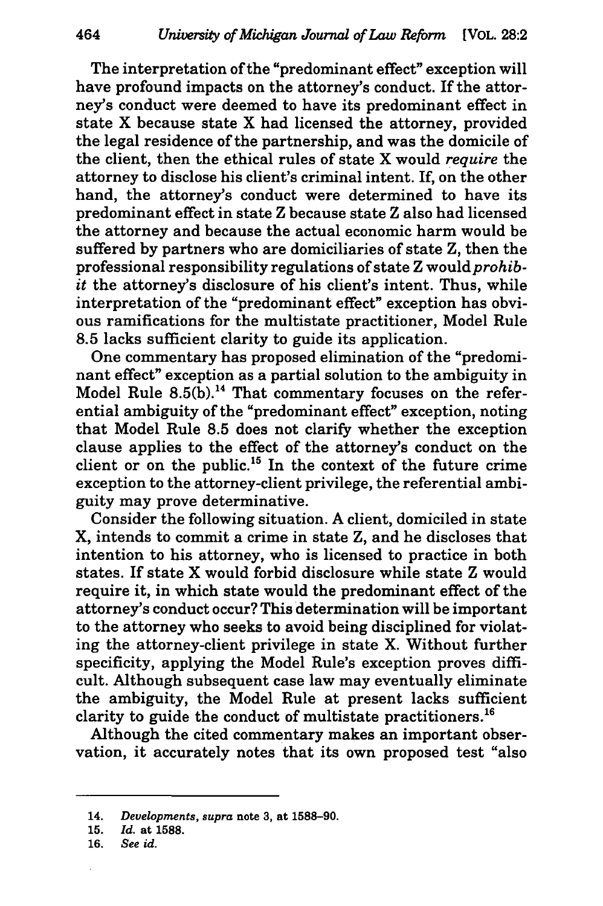The interpretation of the "predominant effect" exception will have profound impacts on the attorney's conduct. If the attorney's conduct were deemed to have its predominant effect in state X because state X had licensed the attorney, provided the legal residence of the partnership, and was the domicile of the client, then the ethical rules of state X would *require* the attorney to disclose his client's criminal intent. If, on the other hand, the attorney's conduct were determined to have its predominant effect in state Z because state Z also had licensed the attorney and because the actual economic harm would be suffered by partners who are domiciliaries of state Z, then the professional responsibility regulations of state Z would *prohibit* the attorney's disclosure of his client's intent. Thus, while interpretation of the "predominant effect" exception has obvious ramifications for the multistate practitioner, Model Rule 8.5 lacks sufficient clarity to guide its application.

One commentary has proposed elimination of the "predominant effect" exception as a partial solution to the ambiguity in Model Rule 8.5(b).[14] That commentary focuses on the referential ambiguity of the "predominant effect" exception, noting that Model Rule 8.5 does not clarify whether the exception clause applies to the effect of the attorney's conduct on the client or on the public.[15] In the context of the future crime exception to the attorney-client privilege, the referential ambiguity may prove determinative.

Consider the following situation. A client, domiciled in state X, intends to commit a crime in state Z, and he discloses that intention to his attorney, who is licensed to practice in both states. If state X would forbid disclosure while state Z would require it, in which state would the predominant effect of the attorney's conduct occur? This determination will be important to the attorney who seeks to avoid being disciplined for violating the attorney-client privilege in state X. Without further specificity, applying the Model Rule's exception proves difficult. Although subsequent case law may eventually eliminate the ambiguity, the Model Rule at present lacks sufficient clarity to guide the conduct of multistate practitioners.[16]

Although the cited commentary makes an important observation, it accurately notes that its own proposed test "also

---

14. *Developments*, *supra* note 3, at 1588–90.

15. *Id.* at 1588.

16. *See id.*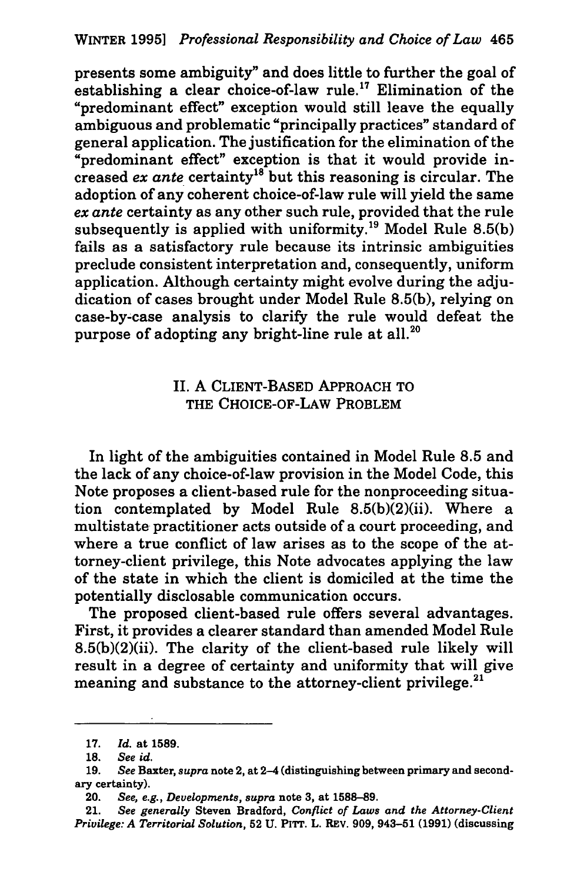presents some ambiguity" and does little to further the goal of establishing a clear choice-of-law rule.[17] Elimination of the "predominant effect" exception would still leave the equally ambiguous and problematic "principally practices" standard of general application. The justification for the elimination of the "predominant effect" exception is that it would provide increased *ex ante* certainty[18] but this reasoning is circular. The adoption of any coherent choice-of-law rule will yield the same *ex ante* certainty as any other such rule, provided that the rule subsequently is applied with uniformity.[19] Model Rule 8.5(b) fails as a satisfactory rule because its intrinsic ambiguities preclude consistent interpretation and, consequently, uniform application. Although certainty might evolve during the adjudication of cases brought under Model Rule 8.5(b), relying on case-by-case analysis to clarify the rule would defeat the purpose of adopting any bright-line rule at all.[20]

## II. A CLIENT-BASED APPROACH TO THE CHOICE-OF-LAW PROBLEM

In light of the ambiguities contained in Model Rule 8.5 and the lack of any choice-of-law provision in the Model Code, this Note proposes a client-based rule for the nonproceeding situation contemplated by Model Rule 8.5(b)(2)(ii). Where a multistate practitioner acts outside of a court proceeding, and where a true conflict of law arises as to the scope of the attorney-client privilege, this Note advocates applying the law of the state in which the client is domiciled at the time the potentially disclosable communication occurs.

The proposed client-based rule offers several advantages. First, it provides a clearer standard than amended Model Rule 8.5(b)(2)(ii). The clarity of the client-based rule likely will result in a degree of certainty and uniformity that will give meaning and substance to the attorney-client privilege.[21]

---

17. *Id.* at 1589.

18. *See id.*

19. *See* Baxter, *supra* note 2, at 2–4 (distinguishing between primary and secondary certainty).

20. *See, e.g., Developments*, *supra* note 3, at 1588–89.

21. *See generally* Steven Bradford, *Conflict of Laws and the Attorney-Client Privilege: A Territorial Solution*, 52 U. PITT. L. REV. 909, 943–51 (1991) (discussing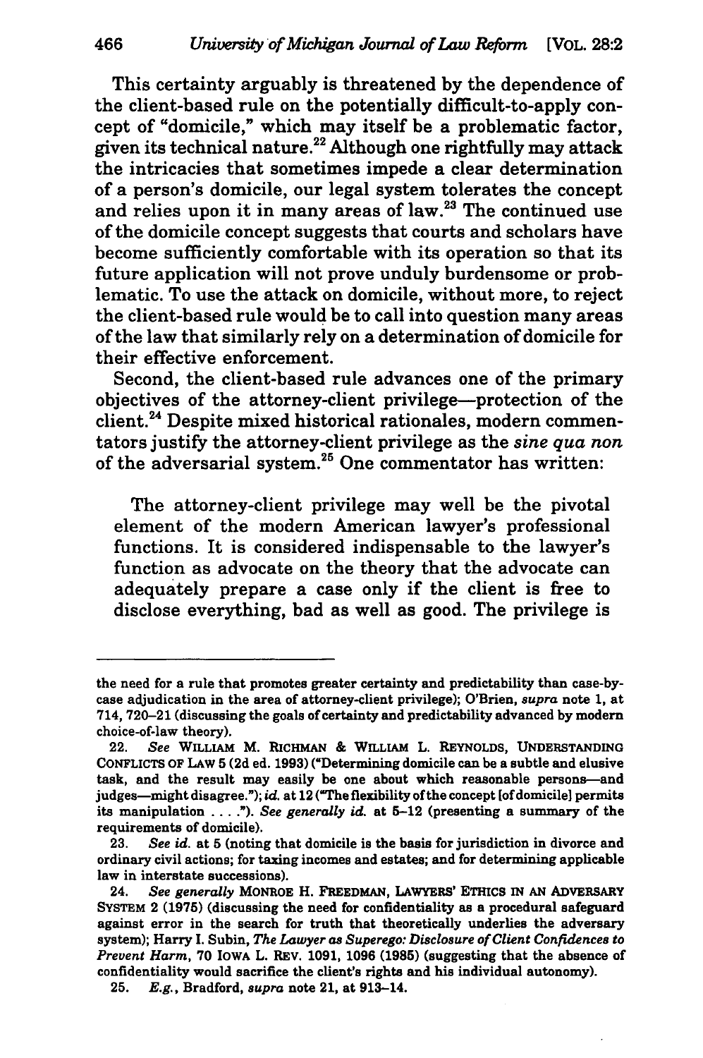This certainty arguably is threatened by the dependence of the client-based rule on the potentially difficult-to-apply concept of "domicile," which may itself be a problematic factor, given its technical nature.[22] Although one rightfully may attack the intricacies that sometimes impede a clear determination of a person's domicile, our legal system tolerates the concept and relies upon it in many areas of law.[23] The continued use of the domicile concept suggests that courts and scholars have become sufficiently comfortable with its operation so that its future application will not prove unduly burdensome or problematic. To use the attack on domicile, without more, to reject the client-based rule would be to call into question many areas of the law that similarly rely on a determination of domicile for their effective enforcement.

Second, the client-based rule advances one of the primary objectives of the attorney-client privilege—protection of the client.[24] Despite mixed historical rationales, modern commentators justify the attorney-client privilege as the *sine qua non* of the adversarial system.[25] One commentator has written:

> The attorney-client privilege may well be the pivotal element of the modern American lawyer's professional functions. It is considered indispensable to the lawyer's function as advocate on the theory that the advocate can adequately prepare a case only if the client is free to disclose everything, bad as well as good. The privilege is

---

the need for a rule that promotes greater certainty and predictability than case-by-case adjudication in the area of attorney-client privilege); O'Brien, *supra* note 1, at 714, 720–21 (discussing the goals of certainty and predictability advanced by modern choice-of-law theory).

22. *See* WILLIAM M. RICHMAN & WILLIAM L. REYNOLDS, UNDERSTANDING CONFLICTS OF LAW 5 (2d ed. 1993) ("Determining domicile can be a subtle and elusive task, and the result may easily be one about which reasonable persons—and judges—might disagree."); *id.* at 12 ("The flexibility of the concept [of domicile] permits its manipulation . . . ."). *See generally id.* at 5–12 (presenting a summary of the requirements of domicile).

23. *See id.* at 5 (noting that domicile is the basis for jurisdiction in divorce and ordinary civil actions; for taxing incomes and estates; and for determining applicable law in interstate successions).

24. *See generally* MONROE H. FREEDMAN, LAWYERS' ETHICS IN AN ADVERSARY SYSTEM 2 (1975) (discussing the need for confidentiality as a procedural safeguard against error in the search for truth that theoretically underlies the adversary system); Harry I. Subin, *The Lawyer as Superego: Disclosure of Client Confidences to Prevent Harm*, 70 IOWA L. REV. 1091, 1096 (1985) (suggesting that the absence of confidentiality would sacrifice the client's rights and his individual autonomy).

25. *E.g.*, Bradford, *supra* note 21, at 913–14.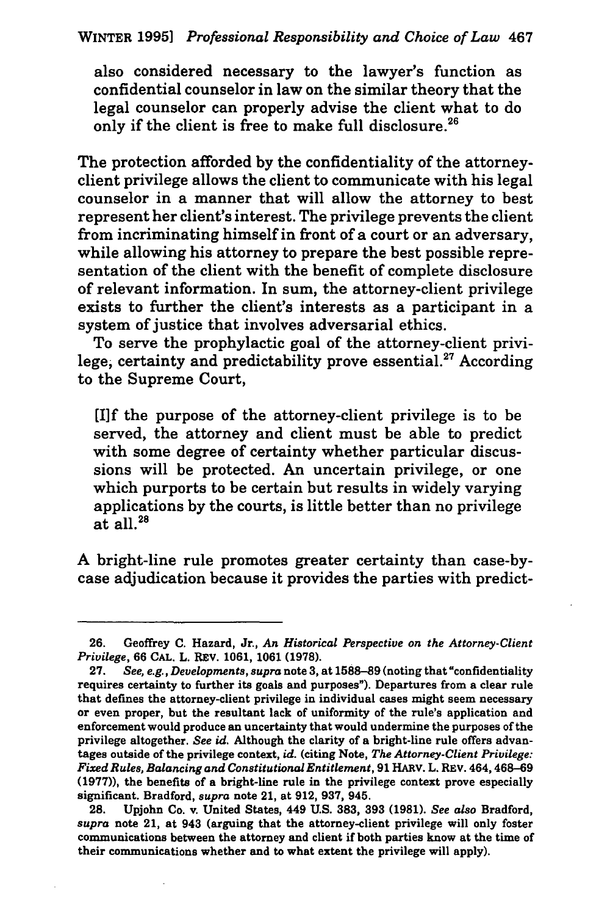> also considered necessary to the lawyer's function as confidential counselor in law on the similar theory that the legal counselor can properly advise the client what to do only if the client is free to make full disclosure.[26]

The protection afforded by the confidentiality of the attorney-client privilege allows the client to communicate with his legal counselor in a manner that will allow the attorney to best represent her client's interest. The privilege prevents the client from incriminating himself in front of a court or an adversary, while allowing his attorney to prepare the best possible representation of the client with the benefit of complete disclosure of relevant information. In sum, the attorney-client privilege exists to further the client's interests as a participant in a system of justice that involves adversarial ethics.

To serve the prophylactic goal of the attorney-client privilege, certainty and predictability prove essential.[27] According to the Supreme Court,

> [I]f the purpose of the attorney-client privilege is to be served, the attorney and client must be able to predict with some degree of certainty whether particular discussions will be protected. An uncertain privilege, or one which purports to be certain but results in widely varying applications by the courts, is little better than no privilege at all.[28]

A bright-line rule promotes greater certainty than case-by-case adjudication because it provides the parties with predict-

---

26. Geoffrey C. Hazard, Jr., *An Historical Perspective on the Attorney-Client Privilege*, 66 CAL. L. REV. 1061, 1061 (1978).

27. *See, e.g.*, *Developments*, *supra* note 3, at 1588–89 (noting that "confidentiality requires certainty to further its goals and purposes"). Departures from a clear rule that defines the attorney-client privilege in individual cases might seem necessary or even proper, but the resultant lack of uniformity of the rule's application and enforcement would produce an uncertainty that would undermine the purposes of the privilege altogether. *See id.* Although the clarity of a bright-line rule offers advantages outside of the privilege context, *id.* (citing Note, *The Attorney-Client Privilege: Fixed Rules, Balancing and Constitutional Entitlement*, 91 HARV. L. REV. 464, 468–69 (1977)), the benefits of a bright-line rule in the privilege context prove especially significant. Bradford, *supra* note 21, at 912, 937, 945.

28. Upjohn Co. v. United States, 449 U.S. 383, 393 (1981). *See also* Bradford, *supra* note 21, at 943 (arguing that the attorney-client privilege will only foster communications between the attorney and client if both parties know at the time of their communications whether and to what extent the privilege will apply).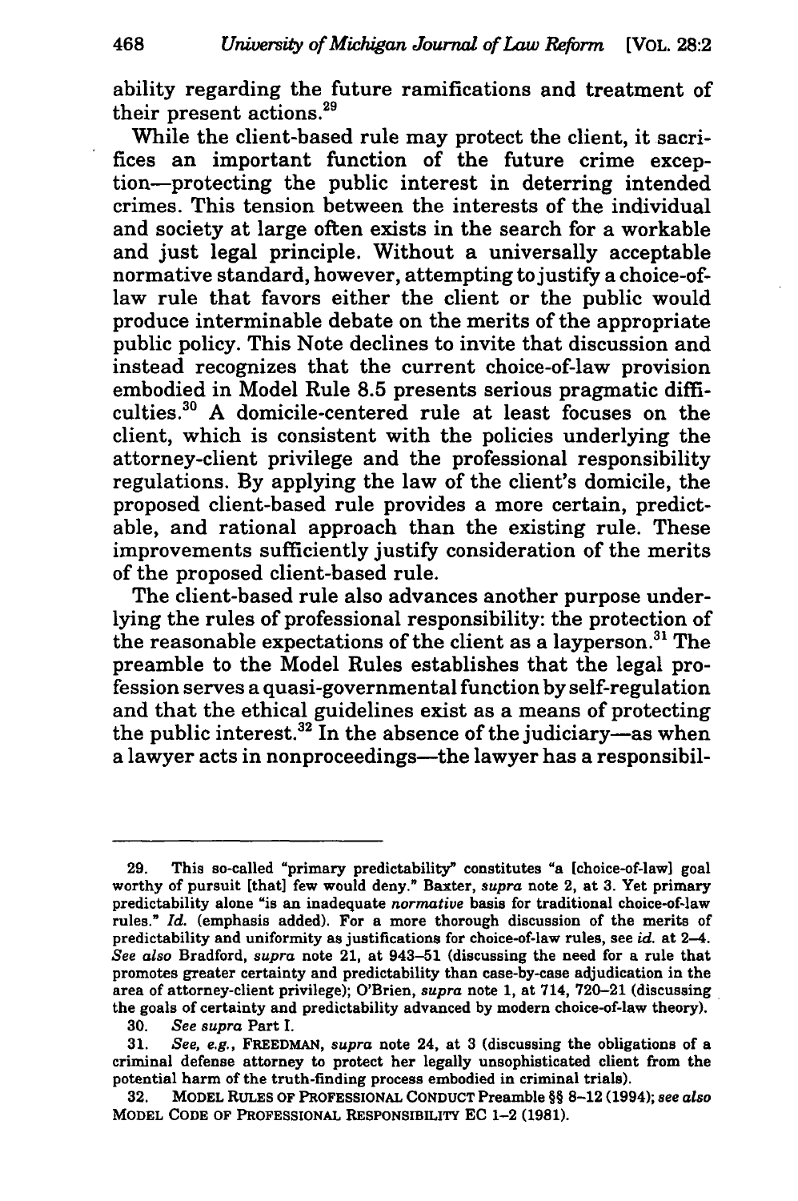ability regarding the future ramifications and treatment of their present actions.[29]

While the client-based rule may protect the client, it sacrifices an important function of the future crime exception—protecting the public interest in deterring intended crimes. This tension between the interests of the individual and society at large often exists in the search for a workable and just legal principle. Without a universally acceptable normative standard, however, attempting to justify a choice-of-law rule that favors either the client or the public would produce interminable debate on the merits of the appropriate public policy. This Note declines to invite that discussion and instead recognizes that the current choice-of-law provision embodied in Model Rule 8.5 presents serious pragmatic difficulties.[30] A domicile-centered rule at least focuses on the client, which is consistent with the policies underlying the attorney-client privilege and the professional responsibility regulations. By applying the law of the client's domicile, the proposed client-based rule provides a more certain, predictable, and rational approach than the existing rule. These improvements sufficiently justify consideration of the merits of the proposed client-based rule.

The client-based rule also advances another purpose underlying the rules of professional responsibility: the protection of the reasonable expectations of the client as a layperson.[31] The preamble to the Model Rules establishes that the legal profession serves a quasi-governmental function by self-regulation and that the ethical guidelines exist as a means of protecting the public interest.[32] In the absence of the judiciary—as when a lawyer acts in nonproceedings—the lawyer has a responsibil-

---

29. This so-called "primary predictability" constitutes "a [choice-of-law] goal worthy of pursuit [that] few would deny." Baxter, *supra* note 2, at 3. Yet primary predictability alone "is an inadequate *normative* basis for traditional choice-of-law rules." *Id.* (emphasis added). For a more thorough discussion of the merits of predictability and uniformity as justifications for choice-of-law rules, see *id.* at 2–4. *See also* Bradford, *supra* note 21, at 943–51 (discussing the need for a rule that promotes greater certainty and predictability than case-by-case adjudication in the area of attorney-client privilege); O'Brien, *supra* note 1, at 714, 720–21 (discussing the goals of certainty and predictability advanced by modern choice-of-law theory).

30. *See supra* Part I.

31. *See, e.g.*, FREEDMAN, *supra* note 24, at 3 (discussing the obligations of a criminal defense attorney to protect her legally unsophisticated client from the potential harm of the truth-finding process embodied in criminal trials).

32. MODEL RULES OF PROFESSIONAL CONDUCT Preamble §§ 8–12 (1994); *see also* MODEL CODE OF PROFESSIONAL RESPONSIBILITY EC 1-2 (1981).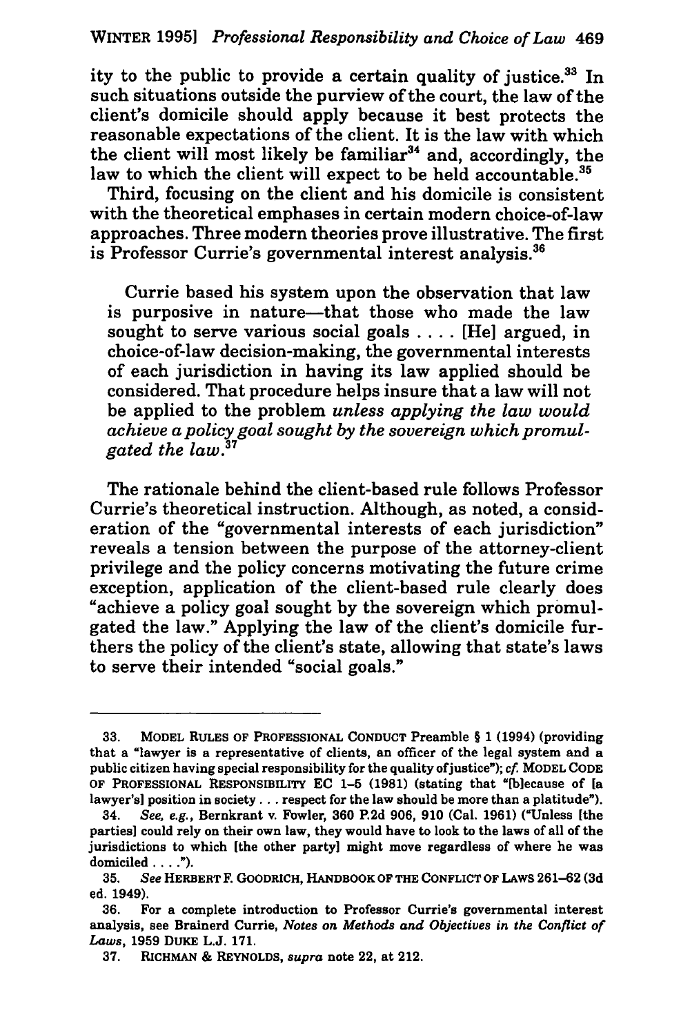ity to the public to provide a certain quality of justice.[33] In such situations outside the purview of the court, the law of the client's domicile should apply because it best protects the reasonable expectations of the client. It is the law with which the client will most likely be familiar[34] and, accordingly, the law to which the client will expect to be held accountable.[35]

Third, focusing on the client and his domicile is consistent with the theoretical emphases in certain modern choice-of-law approaches. Three modern theories prove illustrative. The first is Professor Currie's governmental interest analysis.[36]

> Currie based his system upon the observation that law is purposive in nature—that those who made the law sought to serve various social goals . . . . [He] argued, in choice-of-law decision-making, the governmental interests of each jurisdiction in having its law applied should be considered. That procedure helps insure that a law will not be applied to the problem *unless applying the law would achieve a policy goal sought by the sovereign which promulgated the law.*[37]

The rationale behind the client-based rule follows Professor Currie's theoretical instruction. Although, as noted, a consideration of the "governmental interests of each jurisdiction" reveals a tension between the purpose of the attorney-client privilege and the policy concerns motivating the future crime exception, application of the client-based rule clearly does "achieve a policy goal sought by the sovereign which promulgated the law." Applying the law of the client's domicile furthers the policy of the client's state, allowing that state's laws to serve their intended "social goals."

---

33. MODEL RULES OF PROFESSIONAL CONDUCT Preamble § 1 (1994) (providing that a "lawyer is a representative of clients, an officer of the legal system and a public citizen having special responsibility for the quality of justice"); *cf.* MODEL CODE OF PROFESSIONAL RESPONSIBILITY EC 1-5 (1981) (stating that "[b]ecause of [a lawyer's] position in society . . . respect for the law should be more than a platitude").

34. *See, e.g.*, Bernkrant v. Fowler, 360 P.2d 906, 910 (Cal. 1961) ("Unless [the parties] could rely on their own law, they would have to look to the laws of all of the jurisdictions to which [the other party] might move regardless of where he was domiciled . . . .").

35. *See* HERBERT F. GOODRICH, HANDBOOK OF THE CONFLICT OF LAWS 261–62 (3d ed. 1949).

36. For a complete introduction to Professor Currie's governmental interest analysis, see Brainerd Currie, *Notes on Methods and Objectives in the Conflict of Laws*, 1959 DUKE L.J. 171.

37. RICHMAN & REYNOLDS, *supra* note 22, at 212.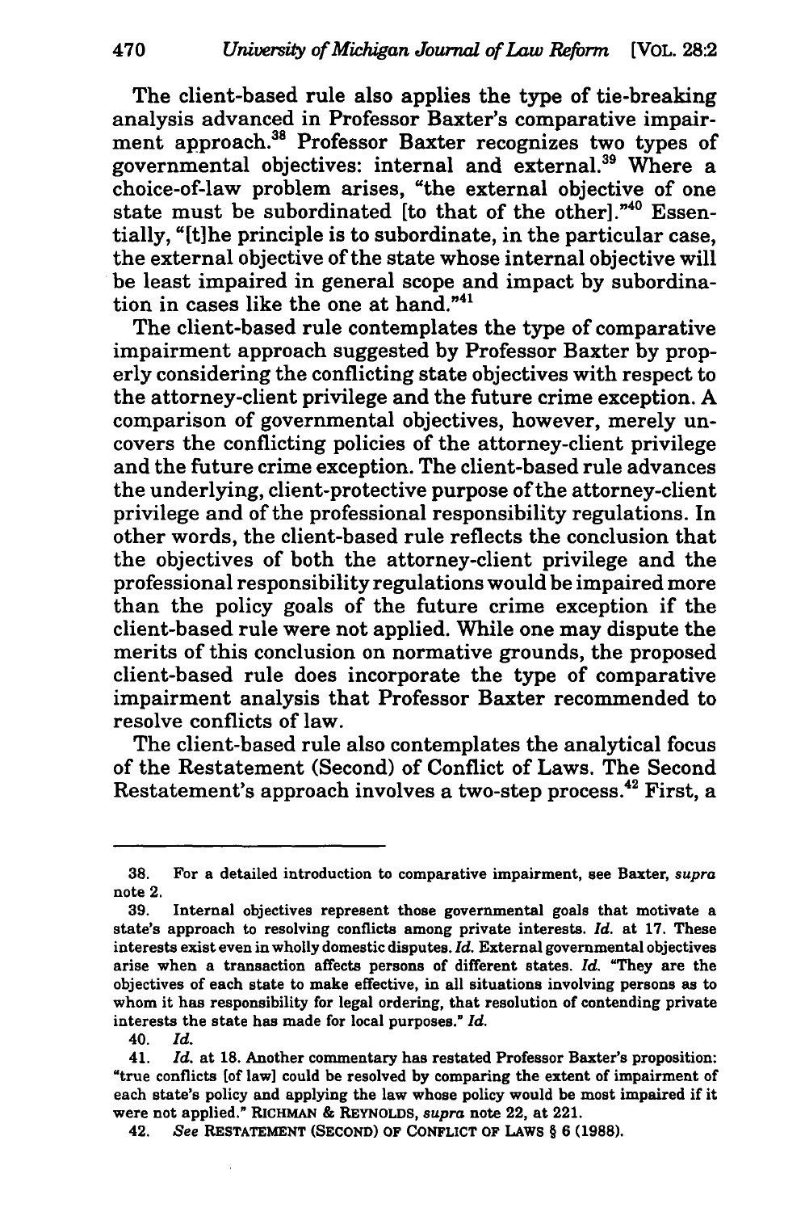The client-based rule also applies the type of tie-breaking analysis advanced in Professor Baxter's comparative impairment approach.[38] Professor Baxter recognizes two types of governmental objectives: internal and external.[39] Where a choice-of-law problem arises, "the external objective of one state must be subordinated [to that of the other]."[40] Essentially, "[t]he principle is to subordinate, in the particular case, the external objective of the state whose internal objective will be least impaired in general scope and impact by subordination in cases like the one at hand."[41]

The client-based rule contemplates the type of comparative impairment approach suggested by Professor Baxter by properly considering the conflicting state objectives with respect to the attorney-client privilege and the future crime exception. A comparison of governmental objectives, however, merely uncovers the conflicting policies of the attorney-client privilege and the future crime exception. The client-based rule advances the underlying, client-protective purpose of the attorney-client privilege and of the professional responsibility regulations. In other words, the client-based rule reflects the conclusion that the objectives of both the attorney-client privilege and the professional responsibility regulations would be impaired more than the policy goals of the future crime exception if the client-based rule were not applied. While one may dispute the merits of this conclusion on normative grounds, the proposed client-based rule does incorporate the type of comparative impairment analysis that Professor Baxter recommended to resolve conflicts of law.

The client-based rule also contemplates the analytical focus of the Restatement (Second) of Conflict of Laws. The Second Restatement's approach involves a two-step process.[42] First, a

---

38. For a detailed introduction to comparative impairment, see Baxter, *supra* note 2.

39. Internal objectives represent those governmental goals that motivate a state's approach to resolving conflicts among private interests. *Id.* at 17. These interests exist even in wholly domestic disputes. *Id.* External governmental objectives arise when a transaction affects persons of different states. *Id.* "They are the objectives of each state to make effective, in all situations involving persons as to whom it has responsibility for legal ordering, that resolution of contending private interests the state has made for local purposes." *Id.*

40. *Id.*

41. *Id.* at 18. Another commentary has restated Professor Baxter's proposition: "true conflicts [of law] could be resolved by comparing the extent of impairment of each state's policy and applying the law whose policy would be most impaired if it were not applied." RICHMAN & REYNOLDS, *supra* note 22, at 221.

42. *See* RESTATEMENT (SECOND) OF CONFLICT OF LAWS § 6 (1988).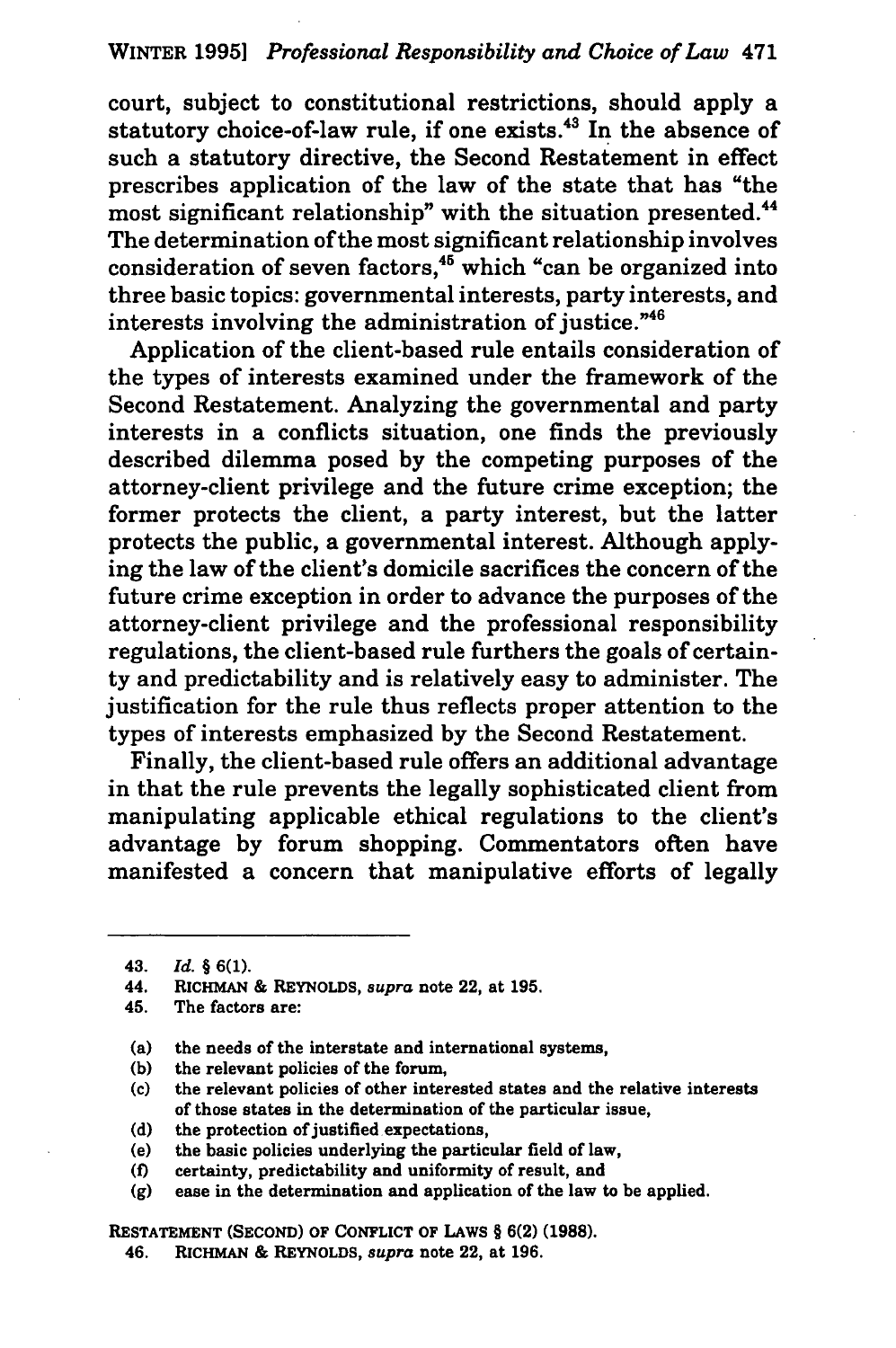court, subject to constitutional restrictions, should apply a statutory choice-of-law rule, if one exists.[43] In the absence of such a statutory directive, the Second Restatement in effect prescribes application of the law of the state that has "the most significant relationship" with the situation presented.[44] The determination of the most significant relationship involves consideration of seven factors,[45] which "can be organized into three basic topics: governmental interests, party interests, and interests involving the administration of justice."[46]

Application of the client-based rule entails consideration of the types of interests examined under the framework of the Second Restatement. Analyzing the governmental and party interests in a conflicts situation, one finds the previously described dilemma posed by the competing purposes of the attorney-client privilege and the future crime exception; the former protects the client, a party interest, but the latter protects the public, a governmental interest. Although applying the law of the client's domicile sacrifices the concern of the future crime exception in order to advance the purposes of the attorney-client privilege and the professional responsibility regulations, the client-based rule furthers the goals of certainty and predictability and is relatively easy to administer. The justification for the rule thus reflects proper attention to the types of interests emphasized by the Second Restatement.

Finally, the client-based rule offers an additional advantage in that the rule prevents the legally sophisticated client from manipulating applicable ethical regulations to the client's advantage by forum shopping. Commentators often have manifested a concern that manipulative efforts of legally

---

43. *Id.* § 6(1).

44. RICHMAN & REYNOLDS, *supra* note 22, at 195.

45. The factors are:

(a) the needs of the interstate and international systems,
(b) the relevant policies of the forum,
(c) the relevant policies of other interested states and the relative interests of those states in the determination of the particular issue,
(d) the protection of justified expectations,
(e) the basic policies underlying the particular field of law,
(f) certainty, predictability and uniformity of result, and
(g) ease in the determination and application of the law to be applied.

RESTATEMENT (SECOND) OF CONFLICT OF LAWS § 6(2) (1988).

46. RICHMAN & REYNOLDS, *supra* note 22, at 196.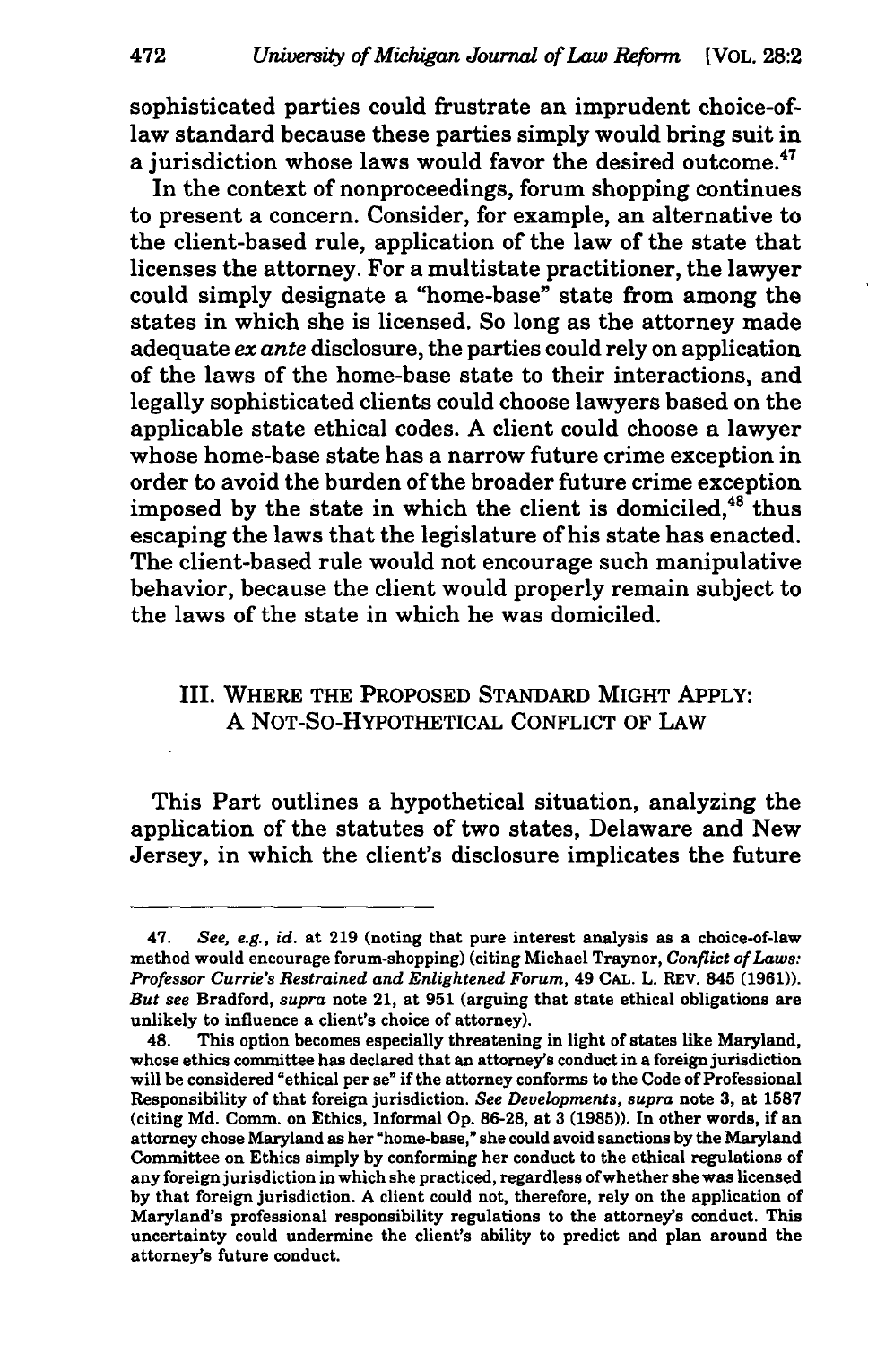sophisticated parties could frustrate an imprudent choice-of-law standard because these parties simply would bring suit in a jurisdiction whose laws would favor the desired outcome.[47]

In the context of nonproceedings, forum shopping continues to present a concern. Consider, for example, an alternative to the client-based rule, application of the law of the state that licenses the attorney. For a multistate practitioner, the lawyer could simply designate a "home-base" state from among the states in which she is licensed. So long as the attorney made adequate *ex ante* disclosure, the parties could rely on application of the laws of the home-base state to their interactions, and legally sophisticated clients could choose lawyers based on the applicable state ethical codes. A client could choose a lawyer whose home-base state has a narrow future crime exception in order to avoid the burden of the broader future crime exception imposed by the state in which the client is domiciled,[48] thus escaping the laws that the legislature of his state has enacted. The client-based rule would not encourage such manipulative behavior, because the client would properly remain subject to the laws of the state in which he was domiciled.

## III. WHERE THE PROPOSED STANDARD MIGHT APPLY: A NOT-SO-HYPOTHETICAL CONFLICT OF LAW

This Part outlines a hypothetical situation, analyzing the application of the statutes of two states, Delaware and New Jersey, in which the client's disclosure implicates the future

---

47. *See, e.g.*, *id.* at 219 (noting that pure interest analysis as a choice-of-law method would encourage forum-shopping) (citing Michael Traynor, *Conflict of Laws: Professor Currie's Restrained and Enlightened Forum*, 49 CAL. L. REV. 845 (1961)). *But see* Bradford, *supra* note 21, at 951 (arguing that state ethical obligations are unlikely to influence a client's choice of attorney).

48. This option becomes especially threatening in light of states like Maryland, whose ethics committee has declared that an attorney's conduct in a foreign jurisdiction will be considered "ethical per se" if the attorney conforms to the Code of Professional Responsibility of that foreign jurisdiction. *See Developments*, *supra* note 3, at 1587 (citing Md. Comm. on Ethics, Informal Op. 86-28, at 3 (1985)). In other words, if an attorney chose Maryland as her "home-base," she could avoid sanctions by the Maryland Committee on Ethics simply by conforming her conduct to the ethical regulations of any foreign jurisdiction in which she practiced, regardless of whether she was licensed by that foreign jurisdiction. A client could not, therefore, rely on the application of Maryland's professional responsibility regulations to the attorney's conduct. This uncertainty could undermine the client's ability to predict and plan around the attorney's future conduct.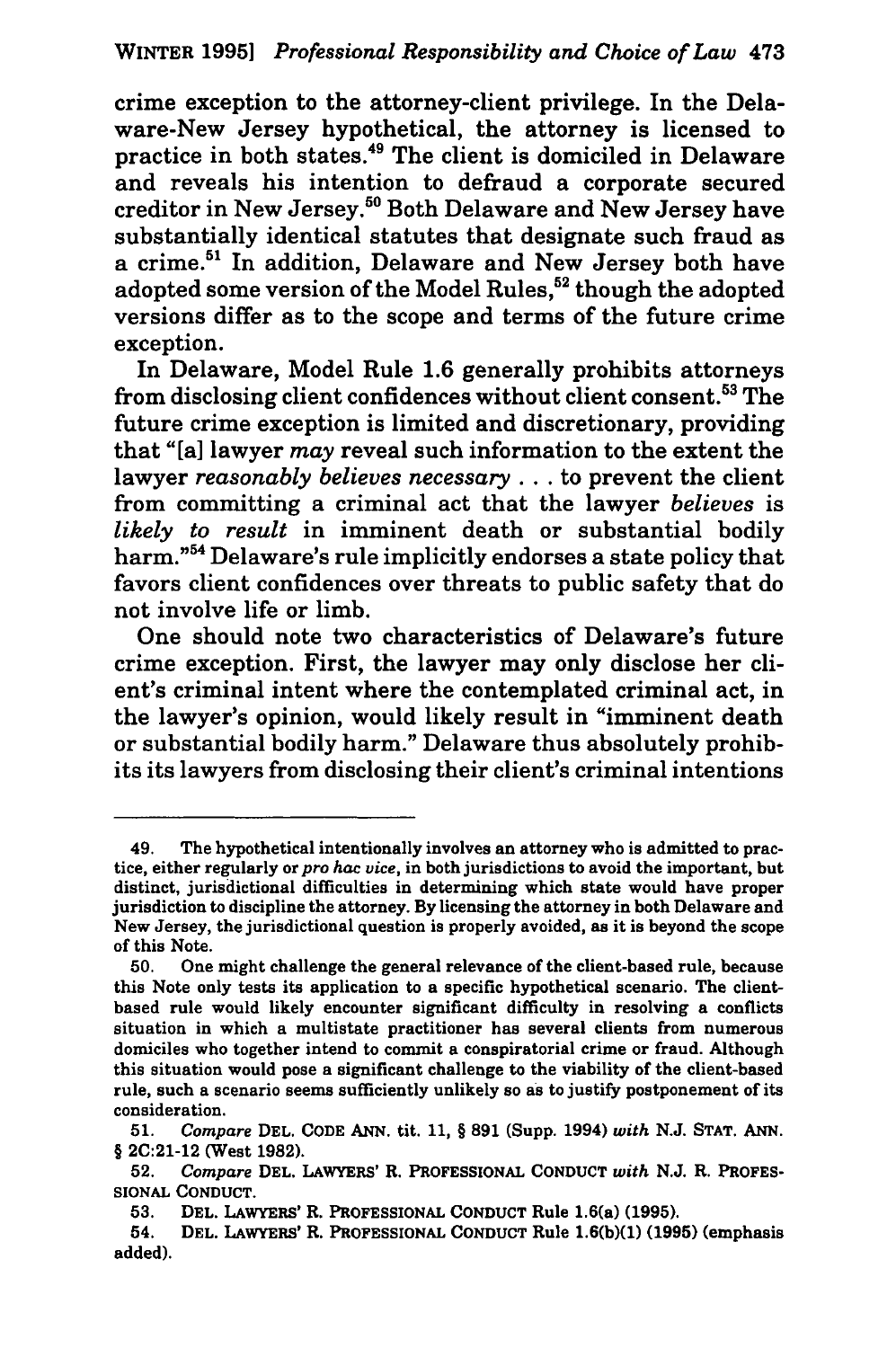crime exception to the attorney-client privilege. In the Delaware-New Jersey hypothetical, the attorney is licensed to practice in both states.[49] The client is domiciled in Delaware and reveals his intention to defraud a corporate secured creditor in New Jersey.[50] Both Delaware and New Jersey have substantially identical statutes that designate such fraud as a crime.[51] In addition, Delaware and New Jersey both have adopted some version of the Model Rules,[52] though the adopted versions differ as to the scope and terms of the future crime exception.

In Delaware, Model Rule 1.6 generally prohibits attorneys from disclosing client confidences without client consent.[53] The future crime exception is limited and discretionary, providing that "[a] lawyer *may* reveal such information to the extent the lawyer *reasonably believes necessary* . . . to prevent the client from committing a criminal act that the lawyer *believes* is *likely to result* in imminent death or substantial bodily harm."[54] Delaware's rule implicitly endorses a state policy that favors client confidences over threats to public safety that do not involve life or limb.

One should note two characteristics of Delaware's future crime exception. First, the lawyer may only disclose her client's criminal intent where the contemplated criminal act, in the lawyer's opinion, would likely result in "imminent death or substantial bodily harm." Delaware thus absolutely prohibits its lawyers from disclosing their client's criminal intentions

---

49. The hypothetical intentionally involves an attorney who is admitted to practice, either regularly or *pro hac vice*, in both jurisdictions to avoid the important, but distinct, jurisdictional difficulties in determining which state would have proper jurisdiction to discipline the attorney. By licensing the attorney in both Delaware and New Jersey, the jurisdictional question is properly avoided, as it is beyond the scope of this Note.

50. One might challenge the general relevance of the client-based rule, because this Note only tests its application to a specific hypothetical scenario. The client-based rule would likely encounter significant difficulty in resolving a conflicts situation in which a multistate practitioner has several clients from numerous domiciles who together intend to commit a conspiratorial crime or fraud. Although this situation would pose a significant challenge to the viability of the client-based rule, such a scenario seems sufficiently unlikely so as to justify postponement of its consideration.

51. *Compare* DEL. CODE ANN. tit. 11, § 891 (Supp. 1994) *with* N.J. STAT. ANN. § 2C:21-12 (West 1982).

52. *Compare* DEL. LAWYERS' R. PROFESSIONAL CONDUCT *with* N.J. R. PROFESSIONAL CONDUCT.

53. DEL. LAWYERS' R. PROFESSIONAL CONDUCT Rule 1.6(a) (1995).

54. DEL. LAWYERS' R. PROFESSIONAL CONDUCT Rule 1.6(b)(1) (1995) (emphasis added).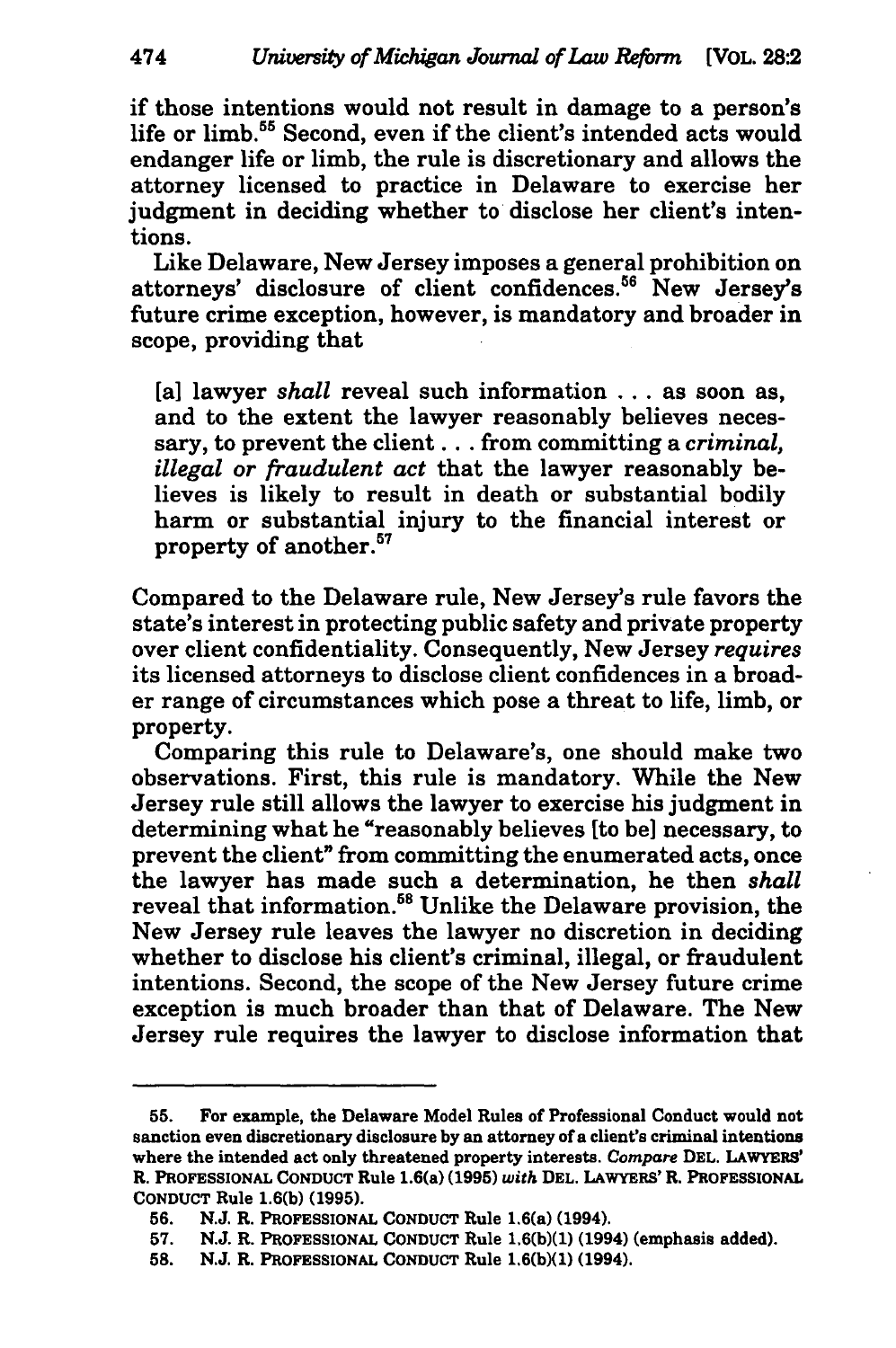if those intentions would not result in damage to a person's life or limb.[55] Second, even if the client's intended acts would endanger life or limb, the rule is discretionary and allows the attorney licensed to practice in Delaware to exercise her judgment in deciding whether to disclose her client's intentions.

Like Delaware, New Jersey imposes a general prohibition on attorneys' disclosure of client confidences.[56] New Jersey's future crime exception, however, is mandatory and broader in scope, providing that

> [a] lawyer *shall* reveal such information . . . as soon as, and to the extent the lawyer reasonably believes necessary, to prevent the client . . . from committing a *criminal, illegal or fraudulent act* that the lawyer reasonably believes is likely to result in death or substantial bodily harm or substantial injury to the financial interest or property of another.[57]

Compared to the Delaware rule, New Jersey's rule favors the state's interest in protecting public safety and private property over client confidentiality. Consequently, New Jersey *requires* its licensed attorneys to disclose client confidences in a broader range of circumstances which pose a threat to life, limb, or property.

Comparing this rule to Delaware's, one should make two observations. First, this rule is mandatory. While the New Jersey rule still allows the lawyer to exercise his judgment in determining what he "reasonably believes [to be] necessary, to prevent the client" from committing the enumerated acts, once the lawyer has made such a determination, he then *shall* reveal that information.[58] Unlike the Delaware provision, the New Jersey rule leaves the lawyer no discretion in deciding whether to disclose his client's criminal, illegal, or fraudulent intentions. Second, the scope of the New Jersey future crime exception is much broader than that of Delaware. The New Jersey rule requires the lawyer to disclose information that

---

55. For example, the Delaware Model Rules of Professional Conduct would not sanction even discretionary disclosure by an attorney of a client's criminal intentions where the intended act only threatened property interests. *Compare* DEL. LAWYERS' R. PROFESSIONAL CONDUCT Rule 1.6(a) (1995) *with* DEL. LAWYERS' R. PROFESSIONAL CONDUCT Rule 1.6(b) (1995).

56. N.J. R. PROFESSIONAL CONDUCT Rule 1.6(a) (1994).

57. N.J. R. PROFESSIONAL CONDUCT Rule 1.6(b)(1) (1994) (emphasis added).

58. N.J. R. PROFESSIONAL CONDUCT Rule 1.6(b)(1) (1994).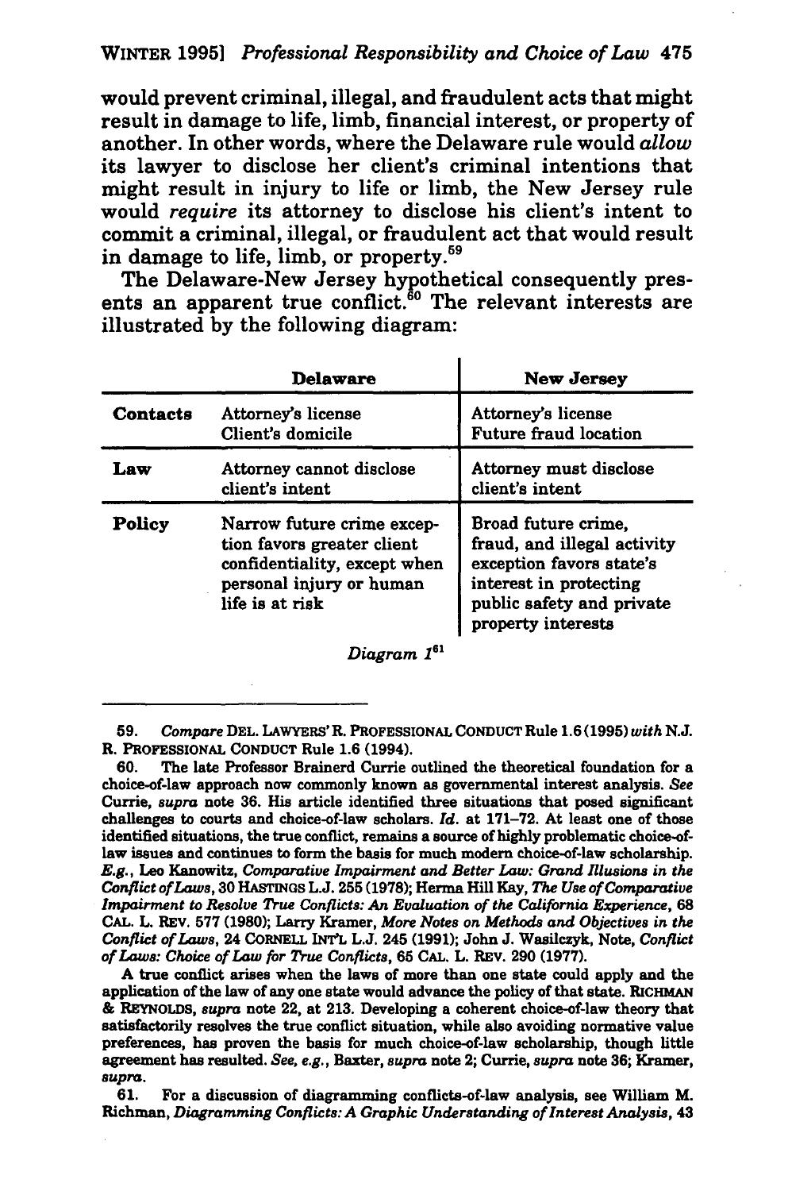would prevent criminal, illegal, and fraudulent acts that might result in damage to life, limb, financial interest, or property of another. In other words, where the Delaware rule would *allow* its lawyer to disclose her client's criminal intentions that might result in injury to life or limb, the New Jersey rule would *require* its attorney to disclose his client's intent to commit a criminal, illegal, or fraudulent act that would result in damage to life, limb, or property.[59]

The Delaware-New Jersey hypothetical consequently presents an apparent true conflict.[60] The relevant interests are illustrated by the following diagram:

| | Delaware | New Jersey |
|---|---|---|
| **Contacts** | Attorney's license<br>Client's domicile | Attorney's license<br>Future fraud location |
| **Law** | Attorney cannot disclose client's intent | Attorney must disclose client's intent |
| **Policy** | Narrow future crime exception favors greater client confidentiality, except when personal injury or human life is at risk | Broad future crime, fraud, and illegal activity exception favors state's interest in protecting public safety and private property interests |

*Diagram 1*[61]

---

59. *Compare* DEL. LAWYERS' R. PROFESSIONAL CONDUCT Rule 1.6 (1995) *with* N.J. R. PROFESSIONAL CONDUCT Rule 1.6 (1994).

60. The late Professor Brainerd Currie outlined the theoretical foundation for a choice-of-law approach now commonly known as governmental interest analysis. *See* Currie, *supra* note 36. His article identified three situations that posed significant challenges to courts and choice-of-law scholars. *Id.* at 171–72. At least one of those identified situations, the true conflict, remains a source of highly problematic choice-of-law issues and continues to form the basis for much modern choice-of-law scholarship. *E.g.*, Leo Kanowitz, *Comparative Impairment and Better Law: Grand Illusions in the Conflict of Laws*, 30 HASTINGS L.J. 255 (1978); Herma Hill Kay, *The Use of Comparative Impairment to Resolve True Conflicts: An Evaluation of the California Experience*, 68 CAL. L. REV. 577 (1980); Larry Kramer, *More Notes on Methods and Objectives in the Conflict of Laws*, 24 CORNELL INT'L L.J. 245 (1991); John J. Wasilczyk, Note, *Conflict of Laws: Choice of Law for True Conflicts*, 65 CAL. L. REV. 290 (1977).

A true conflict arises when the laws of more than one state could apply and the application of the law of any one state would advance the policy of that state. RICHMAN & REYNOLDS, *supra* note 22, at 213. Developing a coherent choice-of-law theory that satisfactorily resolves the true conflict situation, while also avoiding normative value preferences, has proven the basis for much choice-of-law scholarship, though little agreement has resulted. *See, e.g.*, Baxter, *supra* note 2; Currie, *supra* note 36; Kramer, *supra*.

61. For a discussion of diagramming conflicts-of-law analysis, see William M. Richman, *Diagramming Conflicts: A Graphic Understanding of Interest Analysis*, 43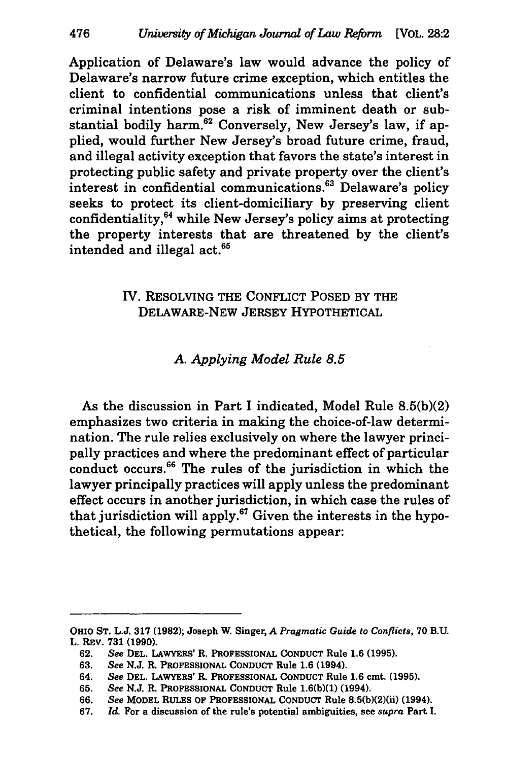Application of Delaware's law would advance the policy of Delaware's narrow future crime exception, which entitles the client to confidential communications unless that client's criminal intentions pose a risk of imminent death or substantial bodily harm.[62] Conversely, New Jersey's law, if applied, would further New Jersey's broad future crime, fraud, and illegal activity exception that favors the state's interest in protecting public safety and private property over the client's interest in confidential communications.[63] Delaware's policy seeks to protect its client-domiciliary by preserving client confidentiality,[64] while New Jersey's policy aims at protecting the property interests that are threatened by the client's intended and illegal act.[65]

## IV. Resolving the Conflict Posed by the Delaware-New Jersey Hypothetical

### *A. Applying Model Rule 8.5*

As the discussion in Part I indicated, Model Rule 8.5(b)(2) emphasizes two criteria in making the choice-of-law determination. The rule relies exclusively on where the lawyer principally practices and where the predominant effect of particular conduct occurs.[66] The rules of the jurisdiction in which the lawyer principally practices will apply unless the predominant effect occurs in another jurisdiction, in which case the rules of that jurisdiction will apply.[67] Given the interests in the hypothetical, the following permutations appear:

---

OHIO ST. L.J. 317 (1982); Joseph W. Singer, *A Pragmatic Guide to Conflicts*, 70 B.U. L. REV. 731 (1990).

62. *See* DEL. LAWYERS' R. PROFESSIONAL CONDUCT Rule 1.6 (1995).

63. *See* N.J. R. PROFESSIONAL CONDUCT Rule 1.6 (1994).

64. *See* DEL. LAWYERS' R. PROFESSIONAL CONDUCT Rule 1.6 cmt. (1995).

65. *See* N.J. R. PROFESSIONAL CONDUCT Rule 1.6(b)(1) (1994).

66. *See* MODEL RULES OF PROFESSIONAL CONDUCT Rule 8.5(b)(2)(ii) (1994).

67. *Id.* For a discussion of the rule's potential ambiguities, see *supra* Part I.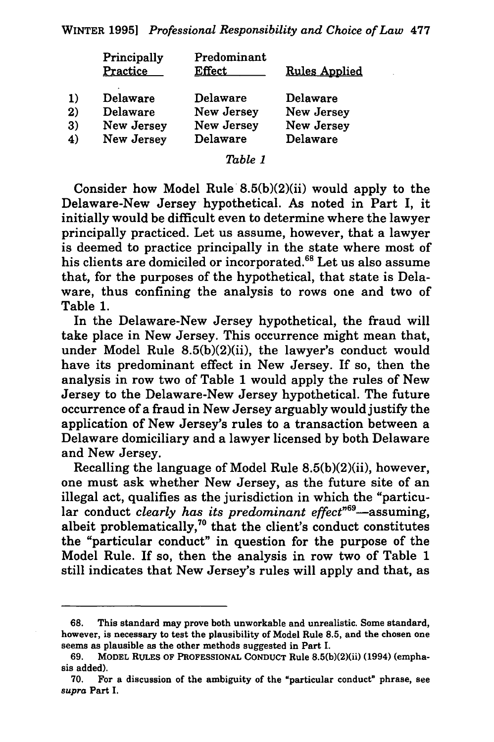| | Principally Practice | Predominant Effect | Rules Applied |
|---|---|---|---|
| 1) | Delaware | Delaware | Delaware |
| 2) | Delaware | New Jersey | New Jersey |
| 3) | New Jersey | New Jersey | New Jersey |
| 4) | New Jersey | Delaware | Delaware |

*Table 1*

Consider how Model Rule 8.5(b)(2)(ii) would apply to the Delaware-New Jersey hypothetical. As noted in Part I, it initially would be difficult even to determine where the lawyer principally practiced. Let us assume, however, that a lawyer is deemed to practice principally in the state where most of his clients are domiciled or incorporated.[68] Let us also assume that, for the purposes of the hypothetical, that state is Delaware, thus confining the analysis to rows one and two of Table 1.

In the Delaware-New Jersey hypothetical, the fraud will take place in New Jersey. This occurrence might mean that, under Model Rule 8.5(b)(2)(ii), the lawyer's conduct would have its predominant effect in New Jersey. If so, then the analysis in row two of Table 1 would apply the rules of New Jersey to the Delaware-New Jersey hypothetical. The future occurrence of a fraud in New Jersey arguably would justify the application of New Jersey's rules to a transaction between a Delaware domiciliary and a lawyer licensed by both Delaware and New Jersey.

Recalling the language of Model Rule 8.5(b)(2)(ii), however, one must ask whether New Jersey, as the future site of an illegal act, qualifies as the jurisdiction in which the "particular conduct *clearly has its predominant effect*"[69]—assuming, albeit problematically,[70] that the client's conduct constitutes the "particular conduct" in question for the purpose of the Model Rule. If so, then the analysis in row two of Table 1 still indicates that New Jersey's rules will apply and that, as

---

68. This standard may prove both unworkable and unrealistic. Some standard, however, is necessary to test the plausibility of Model Rule 8.5, and the chosen one seems as plausible as the other methods suggested in Part I.

69. MODEL RULES OF PROFESSIONAL CONDUCT Rule 8.5(b)(2)(ii) (1994) (emphasis added).

70. For a discussion of the ambiguity of the "particular conduct" phrase, see *supra* Part I.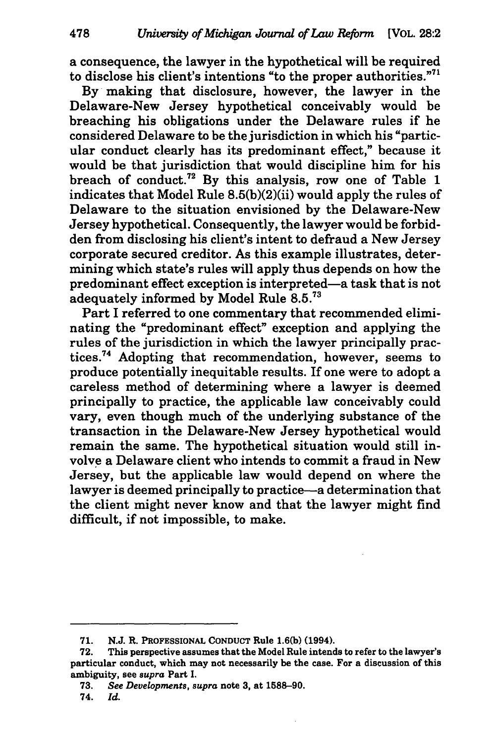a consequence, the lawyer in the hypothetical will be required to disclose his client's intentions "to the proper authorities."[71]

By making that disclosure, however, the lawyer in the Delaware-New Jersey hypothetical conceivably would be breaching his obligations under the Delaware rules if he considered Delaware to be the jurisdiction in which his "particular conduct clearly has its predominant effect," because it would be that jurisdiction that would discipline him for his breach of conduct.[72] By this analysis, row one of Table 1 indicates that Model Rule 8.5(b)(2)(ii) would apply the rules of Delaware to the situation envisioned by the Delaware-New Jersey hypothetical. Consequently, the lawyer would be forbidden from disclosing his client's intent to defraud a New Jersey corporate secured creditor. As this example illustrates, determining which state's rules will apply thus depends on how the predominant effect exception is interpreted—a task that is not adequately informed by Model Rule 8.5.[73]

Part I referred to one commentary that recommended eliminating the "predominant effect" exception and applying the rules of the jurisdiction in which the lawyer principally practices.[74] Adopting that recommendation, however, seems to produce potentially inequitable results. If one were to adopt a careless method of determining where a lawyer is deemed principally to practice, the applicable law conceivably could vary, even though much of the underlying substance of the transaction in the Delaware-New Jersey hypothetical would remain the same. The hypothetical situation would still involve a Delaware client who intends to commit a fraud in New Jersey, but the applicable law would depend on where the lawyer is deemed principally to practice—a determination that the client might never know and that the lawyer might find difficult, if not impossible, to make.

---

71. N.J. R. PROFESSIONAL CONDUCT Rule 1.6(b) (1994).

72. This perspective assumes that the Model Rule intends to refer to the lawyer's particular conduct, which may not necessarily be the case. For a discussion of this ambiguity, see *supra* Part I.

73. *See Developments*, *supra* note 3, at 1588–90.

74. *Id.*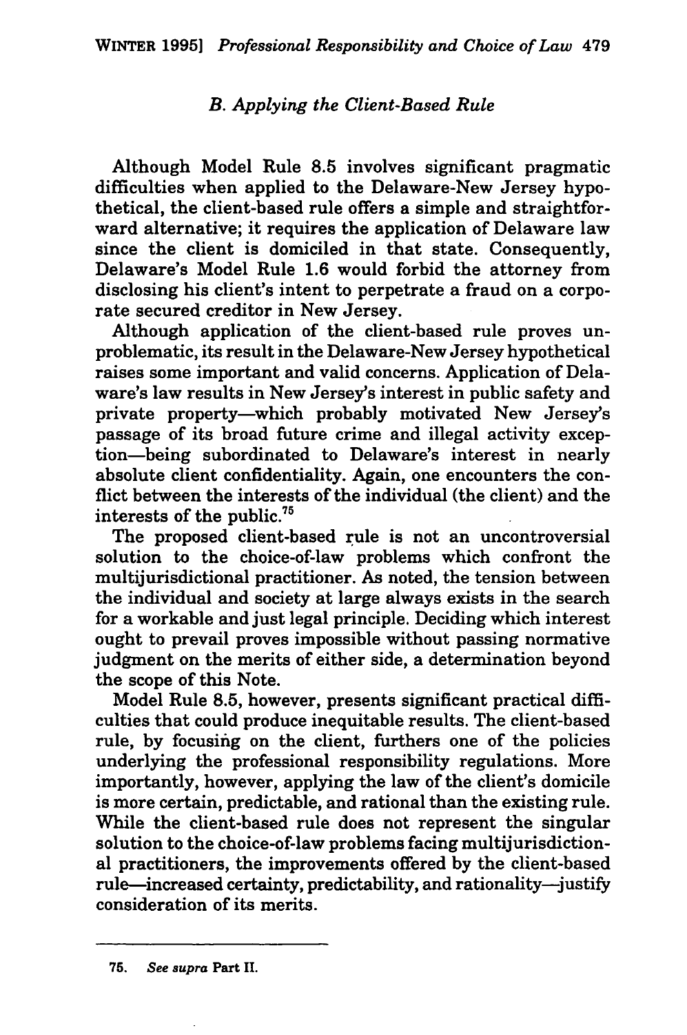### *B. Applying the Client-Based Rule*

Although Model Rule 8.5 involves significant pragmatic difficulties when applied to the Delaware-New Jersey hypothetical, the client-based rule offers a simple and straightforward alternative; it requires the application of Delaware law since the client is domiciled in that state. Consequently, Delaware's Model Rule 1.6 would forbid the attorney from disclosing his client's intent to perpetrate a fraud on a corporate secured creditor in New Jersey.

Although application of the client-based rule proves unproblematic, its result in the Delaware-New Jersey hypothetical raises some important and valid concerns. Application of Delaware's law results in New Jersey's interest in public safety and private property—which probably motivated New Jersey's passage of its broad future crime and illegal activity exception—being subordinated to Delaware's interest in nearly absolute client confidentiality. Again, one encounters the conflict between the interests of the individual (the client) and the interests of the public.[75]

The proposed client-based rule is not an uncontroversial solution to the choice-of-law problems which confront the multijurisdictional practitioner. As noted, the tension between the individual and society at large always exists in the search for a workable and just legal principle. Deciding which interest ought to prevail proves impossible without passing normative judgment on the merits of either side, a determination beyond the scope of this Note.

Model Rule 8.5, however, presents significant practical difficulties that could produce inequitable results. The client-based rule, by focusing on the client, furthers one of the policies underlying the professional responsibility regulations. More importantly, however, applying the law of the client's domicile is more certain, predictable, and rational than the existing rule. While the client-based rule does not represent the singular solution to the choice-of-law problems facing multijurisdictional practitioners, the improvements offered by the client-based rule—increased certainty, predictability, and rationality—justify consideration of its merits.

---

75. *See supra* Part II.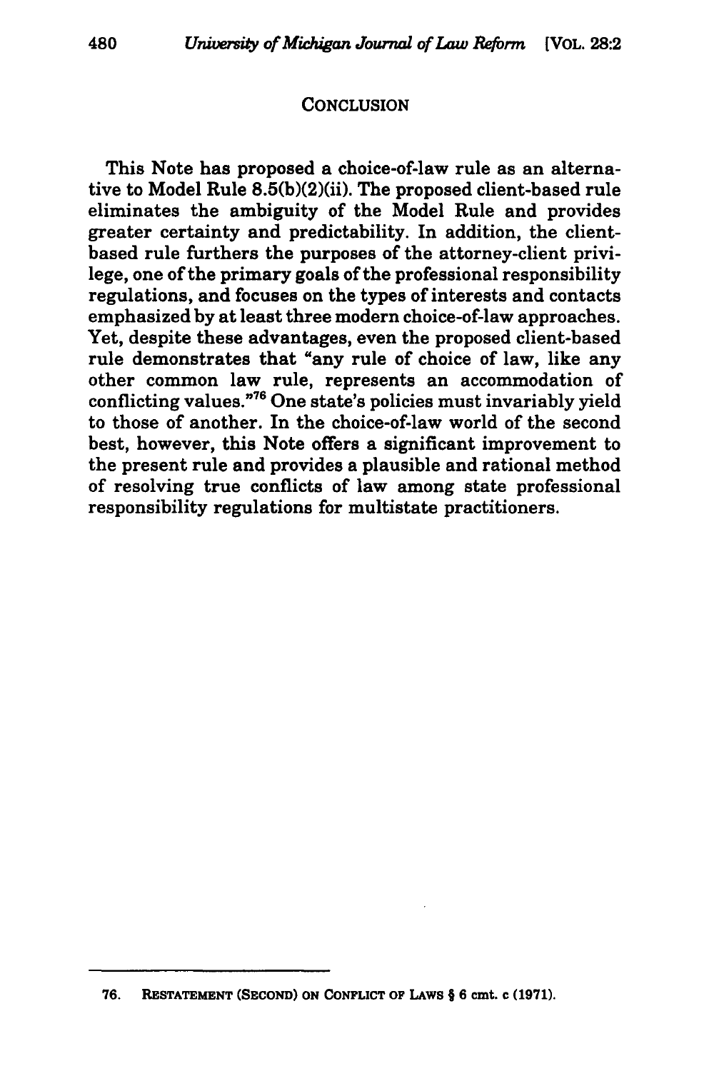## CONCLUSION

This Note has proposed a choice-of-law rule as an alternative to Model Rule 8.5(b)(2)(ii). The proposed client-based rule eliminates the ambiguity of the Model Rule and provides greater certainty and predictability. In addition, the client-based rule furthers the purposes of the attorney-client privilege, one of the primary goals of the professional responsibility regulations, and focuses on the types of interests and contacts emphasized by at least three modern choice-of-law approaches. Yet, despite these advantages, even the proposed client-based rule demonstrates that "any rule of choice of law, like any other common law rule, represents an accommodation of conflicting values."[76] One state's policies must invariably yield to those of another. In the choice-of-law world of the second best, however, this Note offers a significant improvement to the present rule and provides a plausible and rational method of resolving true conflicts of law among state professional responsibility regulations for multistate practitioners.

---

76. RESTATEMENT (SECOND) ON CONFLICT OF LAWS § 6 cmt. c (1971).